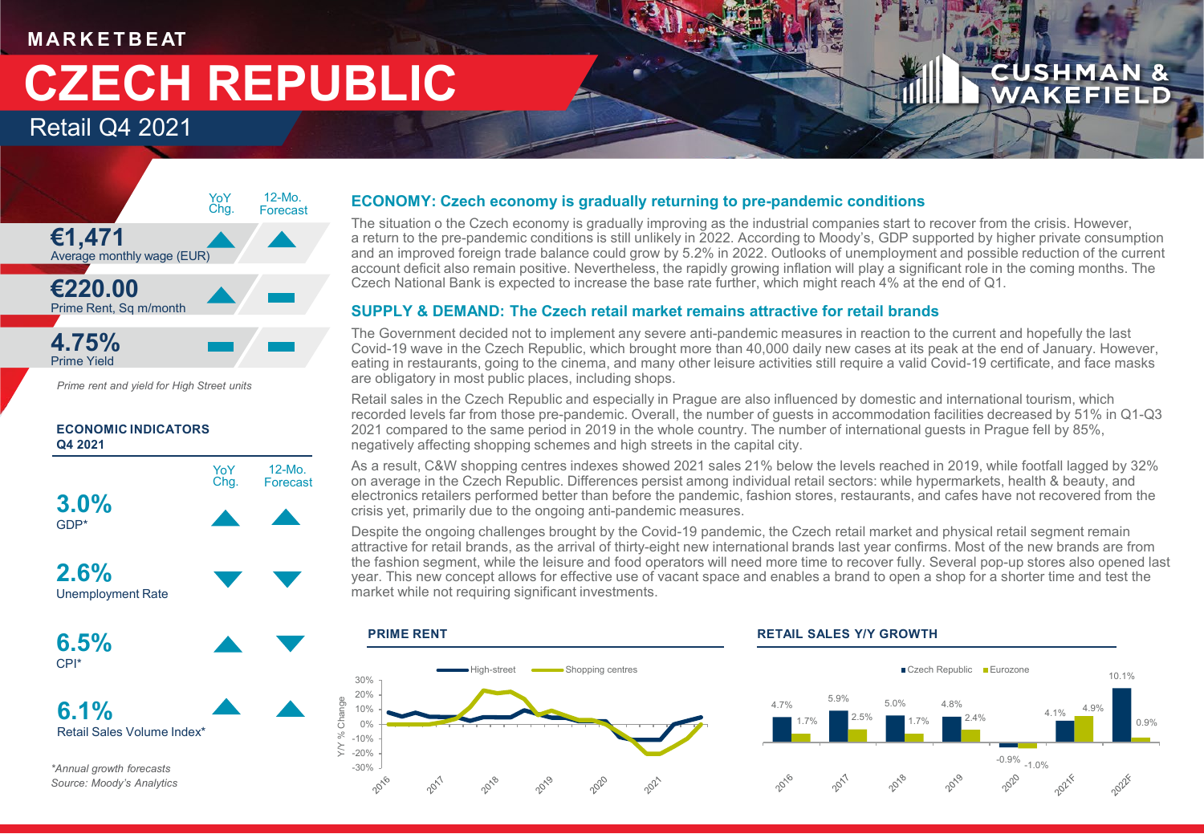MARKETBEAT

# CZECH REPUBLIC

## Retail Q4 2021

| | YoY Chg. | 12-Mo. Forecast |
|---|---|---|
| **€1,471** Average monthly wage (EUR) | ▲ | ▲ |
| **€220.00** Prime Rent, Sq m/month | ▲ | ▬ |
| **4.75%** Prime Yield | ▬ | ▬ |

*Prime rent and yield for High Street units*

**ECONOMIC INDICATORS Q4 2021**

| | YoY Chg. | 12-Mo. Forecast |
|---|---|---|
| **3.0%** GDP* | ▲ | ▲ |
| **2.6%** Unemployment Rate | ▼ | ▼ |
| **6.5%** CPI* | ▲ | ▼ |
| **6.1%** Retail Sales Volume Index* | ▲ | ▲ |

*\*Annual growth forecasts*
*Source: Moody's Analytics*

### ECONOMY: Czech economy is gradually returning to pre-pandemic conditions

The situation o the Czech economy is gradually improving as the industrial companies start to recover from the crisis. However, a return to the pre-pandemic conditions is still unlikely in 2022. According to Moody's, GDP supported by higher private consumption and an improved foreign trade balance could grow by 5.2% in 2022. Outlooks of unemployment and possible reduction of the current account deficit also remain positive. Nevertheless, the rapidly growing inflation will play a significant role in the coming months. The Czech National Bank is expected to increase the base rate further, which might reach 4% at the end of Q1.

### SUPPLY & DEMAND: The Czech retail market remains attractive for retail brands

The Government decided not to implement any severe anti-pandemic measures in reaction to the current and hopefully the last Covid-19 wave in the Czech Republic, which brought more than 40,000 daily new cases at its peak at the end of January. However, eating in restaurants, going to the cinema, and many other leisure activities still require a valid Covid-19 certificate, and face masks are obligatory in most public places, including shops.

Retail sales in the Czech Republic and especially in Prague are also influenced by domestic and international tourism, which recorded levels far from those pre-pandemic. Overall, the number of guests in accommodation facilities decreased by 51% in Q1-Q3 2021 compared to the same period in 2019 in the whole country. The number of international guests in Prague fell by 85%, negatively affecting shopping schemes and high streets in the capital city.

As a result, C&W shopping centres indexes showed 2021 sales 21% below the levels reached in 2019, while footfall lagged by 32% on average in the Czech Republic. Differences persist among individual retail sectors: while hypermarkets, health & beauty, and electronics retailers performed better than before the pandemic, fashion stores, restaurants, and cafes have not recovered from the crisis yet, primarily due to the ongoing anti-pandemic measures.

Despite the ongoing challenges brought by the Covid-19 pandemic, the Czech retail market and physical retail segment remain attractive for retail brands, as the arrival of thirty-eight new international brands last year confirms. Most of the new brands are from the fashion segment, while the leisure and food operators will need more time to recover fully. Several pop-up stores also opened last year. This new concept allows for effective use of vacant space and enables a brand to open a shop for a shorter time and test the market while not requiring significant investments.

**PRIME RENT**

Y/Y % Change — High-street / Shopping centres, 2016–2021

**RETAIL SALES Y/Y GROWTH**

| | Czech Republic | Eurozone |
|---|---|---|
| 2016 | 4.7% | 1.7% |
| 2017 | 5.9% | 2.5% |
| 2018 | 5.0% | 1.7% |
| 2019 | 4.8% | 2.4% |
| 2020 | -0.9% | -1.0% |
| 2021F | 4.1% | 4.9% |
| 2022F | 10.1% | 0.9% |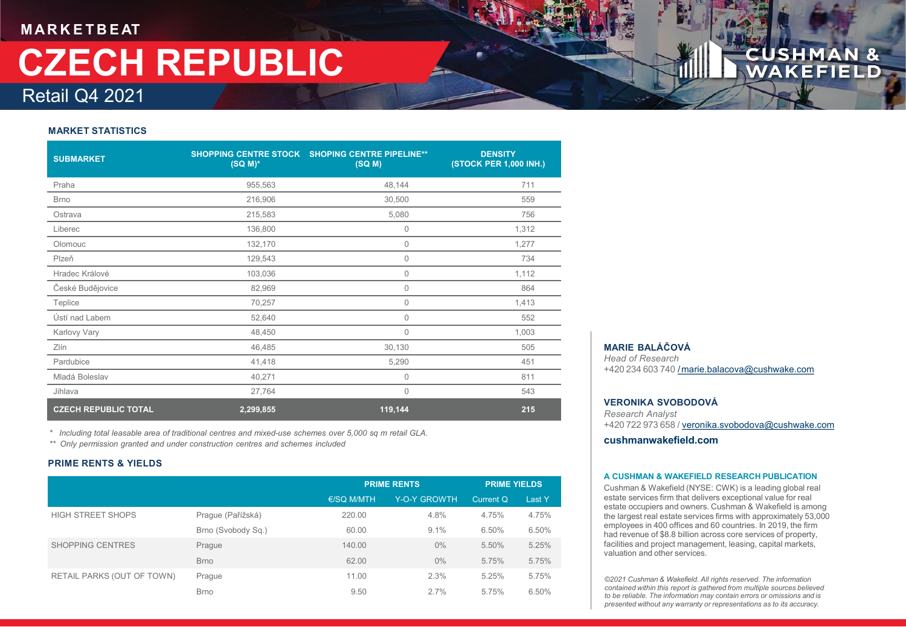MARKETBEAT

# CZECH REPUBLIC

Retail Q4 2021

## MARKET STATISTICS

| SUBMARKET | SHOPPING CENTRE STOCK (SQ M)* | SHOPPING CENTRE PIPELINE** (SQ M) | DENSITY (STOCK PER 1,000 INH.) |
|---|---|---|---|
| Praha | 955,563 | 48,144 | 711 |
| Brno | 216,906 | 30,500 | 559 |
| Ostrava | 215,583 | 5,080 | 756 |
| Liberec | 136,800 | 0 | 1,312 |
| Olomouc | 132,170 | 0 | 1,277 |
| Plzeň | 129,543 | 0 | 734 |
| Hradec Králové | 103,036 | 0 | 1,112 |
| České Budějovice | 82,969 | 0 | 864 |
| Teplice | 70,257 | 0 | 1,413 |
| Ústí nad Labem | 52,640 | 0 | 552 |
| Karlovy Vary | 48,450 | 0 | 1,003 |
| Zlín | 46,485 | 30,130 | 505 |
| Pardubice | 41,418 | 5,290 | 451 |
| Mladá Boleslav | 40,271 | 0 | 811 |
| Jihlava | 27,764 | 0 | 543 |
| **CZECH REPUBLIC TOTAL** | **2,299,855** | **119,144** | **215** |

*\* Including total leasable area of traditional centres and mixed-use schemes over 5,000 sq m retail GLA.*

*\*\* Only permission granted and under construction centres and schemes included*

## PRIME RENTS & YIELDS

| | | PRIME RENTS | | PRIME YIELDS | |
|---|---|---|---|---|---|
| | | €/SQ M/MTH | Y-O-Y GROWTH | Current Q | Last Y |
| HIGH STREET SHOPS | Prague (Pařížská) | 220.00 | 4.8% | 4.75% | 4.75% |
| | Brno (Svobody Sq.) | 60.00 | 9.1% | 6.50% | 6.50% |
| SHOPPING CENTRES | Prague | 140.00 | 0% | 5.50% | 5.25% |
| | Brno | 62.00 | 0% | 5.75% | 5.75% |
| RETAIL PARKS (OUT OF TOWN) | Prague | 11.00 | 2.3% | 5.25% | 5.75% |
| | Brno | 9.50 | 2.7% | 5.75% | 6.50% |

**MARIE BALÁČOVÁ**
*Head of Research*
+420 234 603 740 / marie.balacova@cushwake.com

**VERONIKA SVOBODOVÁ**
*Research Analyst*
+420 722 973 658 / veronika.svobodova@cushwake.com

**cushmanwakefield.com**

### A CUSHMAN & WAKEFIELD RESEARCH PUBLICATION

Cushman & Wakefield (NYSE: CWK) is a leading global real estate services firm that delivers exceptional value for real estate occupiers and owners. Cushman & Wakefield is among the largest real estate services firms with approximately 53,000 employees in 400 offices and 60 countries. In 2019, the firm had revenue of $8.8 billion across core services of property, facilities and project management, leasing, capital markets, valuation and other services.

*©2021 Cushman & Wakefield. All rights reserved. The information contained within this report is gathered from multiple sources believed to be reliable. The information may contain errors or omissions and is presented without any warranty or representations as to its accuracy.*